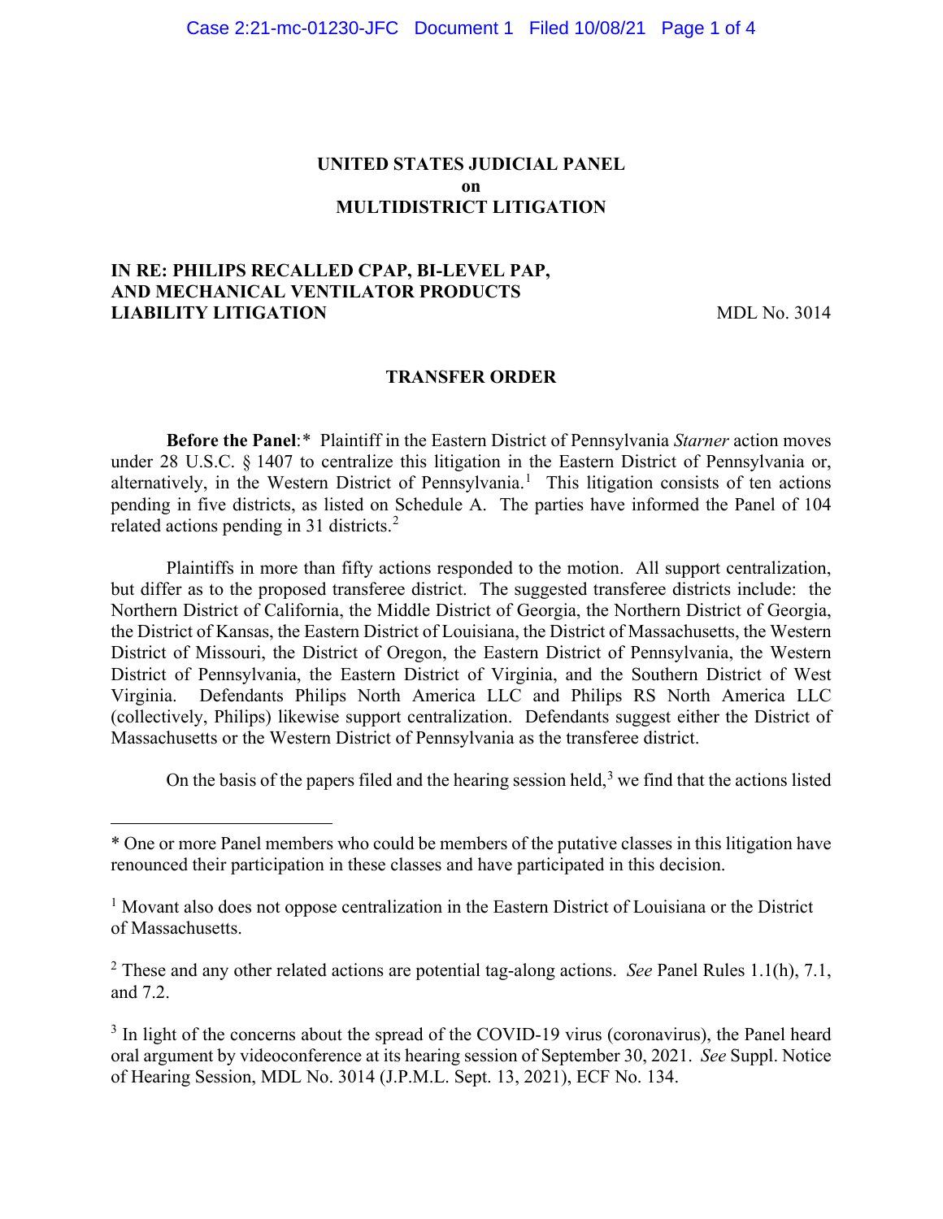# UNITED STATES JUDICIAL PANEL on MULTIDISTRICT LITIGATION

**IN RE: PHILIPS RECALLED CPAP, BI-LEVEL PAP, AND MECHANICAL VENTILATOR PRODUCTS LIABILITY LITIGATION** MDL No. 3014

## TRANSFER ORDER

**Before the Panel**:* Plaintiff in the Eastern District of Pennsylvania *Starner* action moves under 28 U.S.C. § 1407 to centralize this litigation in the Eastern District of Pennsylvania or, alternatively, in the Western District of Pennsylvania.[1] This litigation consists of ten actions pending in five districts, as listed on Schedule A. The parties have informed the Panel of 104 related actions pending in 31 districts.[2]

Plaintiffs in more than fifty actions responded to the motion. All support centralization, but differ as to the proposed transferee district. The suggested transferee districts include: the Northern District of California, the Middle District of Georgia, the Northern District of Georgia, the District of Kansas, the Eastern District of Louisiana, the District of Massachusetts, the Western District of Missouri, the District of Oregon, the Eastern District of Pennsylvania, the Western District of Pennsylvania, the Eastern District of Virginia, and the Southern District of West Virginia. Defendants Philips North America LLC and Philips RS North America LLC (collectively, Philips) likewise support centralization. Defendants suggest either the District of Massachusetts or the Western District of Pennsylvania as the transferee district.

On the basis of the papers filed and the hearing session held,[3] we find that the actions listed

---

* One or more Panel members who could be members of the putative classes in this litigation have renounced their participation in these classes and have participated in this decision.

[1] Movant also does not oppose centralization in the Eastern District of Louisiana or the District of Massachusetts.

[2] These and any other related actions are potential tag-along actions. *See* Panel Rules 1.1(h), 7.1, and 7.2.

[3] In light of the concerns about the spread of the COVID-19 virus (coronavirus), the Panel heard oral argument by videoconference at its hearing session of September 30, 2021. *See* Suppl. Notice of Hearing Session, MDL No. 3014 (J.P.M.L. Sept. 13, 2021), ECF No. 134.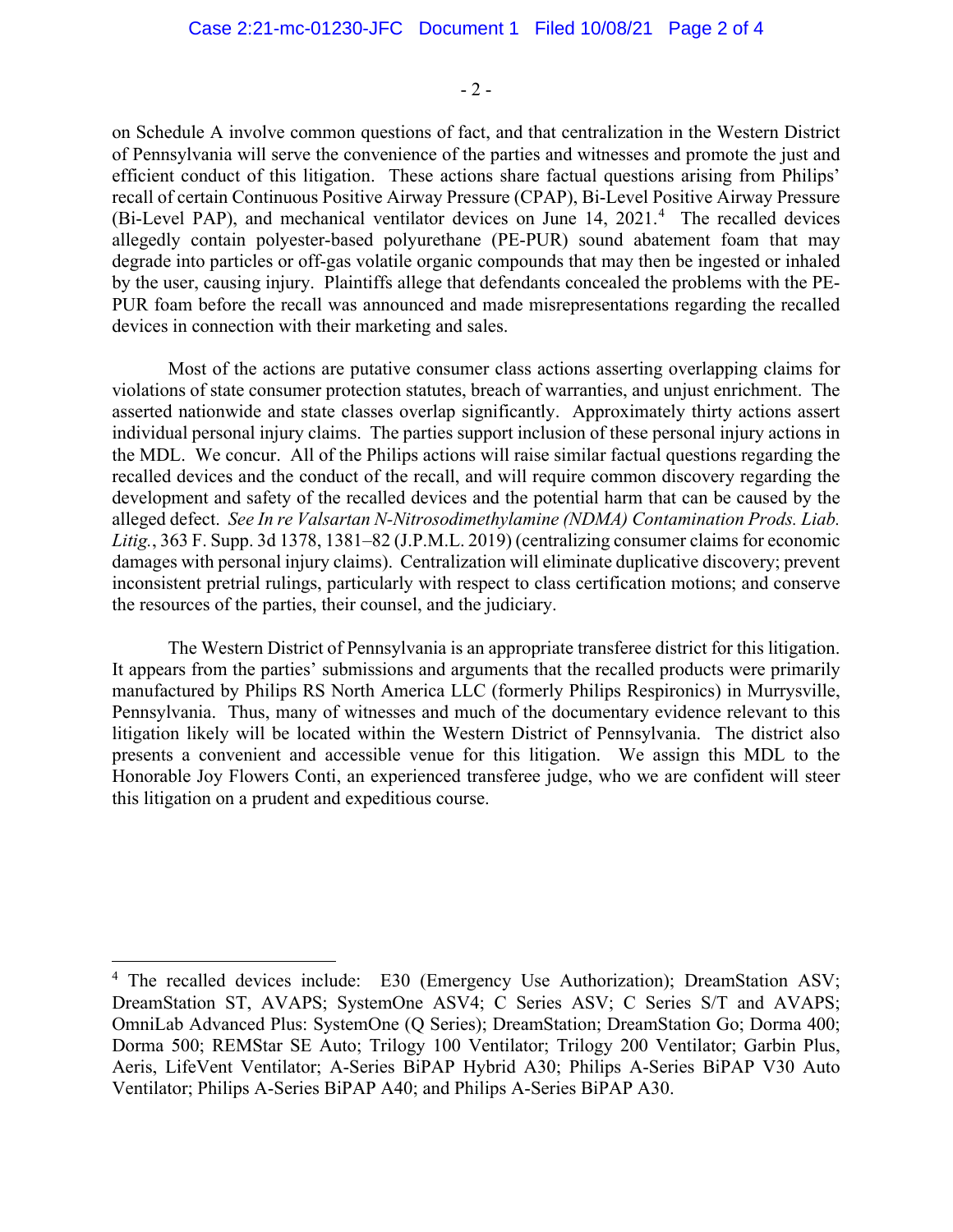on Schedule A involve common questions of fact, and that centralization in the Western District of Pennsylvania will serve the convenience of the parties and witnesses and promote the just and efficient conduct of this litigation. These actions share factual questions arising from Philips' recall of certain Continuous Positive Airway Pressure (CPAP), Bi-Level Positive Airway Pressure (Bi-Level PAP), and mechanical ventilator devices on June 14, 2021.[4] The recalled devices allegedly contain polyester-based polyurethane (PE-PUR) sound abatement foam that may degrade into particles or off-gas volatile organic compounds that may then be ingested or inhaled by the user, causing injury. Plaintiffs allege that defendants concealed the problems with the PE-PUR foam before the recall was announced and made misrepresentations regarding the recalled devices in connection with their marketing and sales.

Most of the actions are putative consumer class actions asserting overlapping claims for violations of state consumer protection statutes, breach of warranties, and unjust enrichment. The asserted nationwide and state classes overlap significantly. Approximately thirty actions assert individual personal injury claims. The parties support inclusion of these personal injury actions in the MDL. We concur. All of the Philips actions will raise similar factual questions regarding the recalled devices and the conduct of the recall, and will require common discovery regarding the development and safety of the recalled devices and the potential harm that can be caused by the alleged defect. *See In re Valsartan N-Nitrosodimethylamine (NDMA) Contamination Prods. Liab. Litig.*, 363 F. Supp. 3d 1378, 1381–82 (J.P.M.L. 2019) (centralizing consumer claims for economic damages with personal injury claims). Centralization will eliminate duplicative discovery; prevent inconsistent pretrial rulings, particularly with respect to class certification motions; and conserve the resources of the parties, their counsel, and the judiciary.

The Western District of Pennsylvania is an appropriate transferee district for this litigation. It appears from the parties' submissions and arguments that the recalled products were primarily manufactured by Philips RS North America LLC (formerly Philips Respironics) in Murrysville, Pennsylvania. Thus, many of witnesses and much of the documentary evidence relevant to this litigation likely will be located within the Western District of Pennsylvania. The district also presents a convenient and accessible venue for this litigation. We assign this MDL to the Honorable Joy Flowers Conti, an experienced transferee judge, who we are confident will steer this litigation on a prudent and expeditious course.

---

[4] The recalled devices include: E30 (Emergency Use Authorization); DreamStation ASV; DreamStation ST, AVAPS; SystemOne ASV4; C Series ASV; C Series S/T and AVAPS; OmniLab Advanced Plus: SystemOne (Q Series); DreamStation; DreamStation Go; Dorma 400; Dorma 500; REMStar SE Auto; Trilogy 100 Ventilator; Trilogy 200 Ventilator; Garbin Plus, Aeris, LifeVent Ventilator; A-Series BiPAP Hybrid A30; Philips A-Series BiPAP V30 Auto Ventilator; Philips A-Series BiPAP A40; and Philips A-Series BiPAP A30.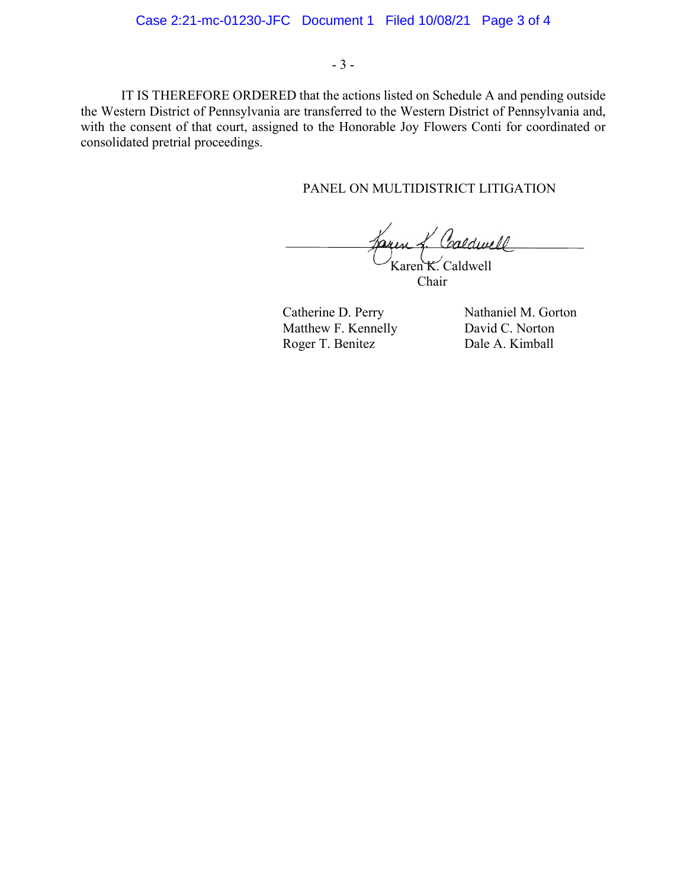IT IS THEREFORE ORDERED that the actions listed on Schedule A and pending outside the Western District of Pennsylvania are transferred to the Western District of Pennsylvania and, with the consent of that court, assigned to the Honorable Joy Flowers Conti for coordinated or consolidated pretrial proceedings.

PANEL ON MULTIDISTRICT LITIGATION

Karen K. Caldwell
Chair

Catherine D. Perry
Matthew F. Kennelly
Roger T. Benitez

Nathaniel M. Gorton
David C. Norton
Dale A. Kimball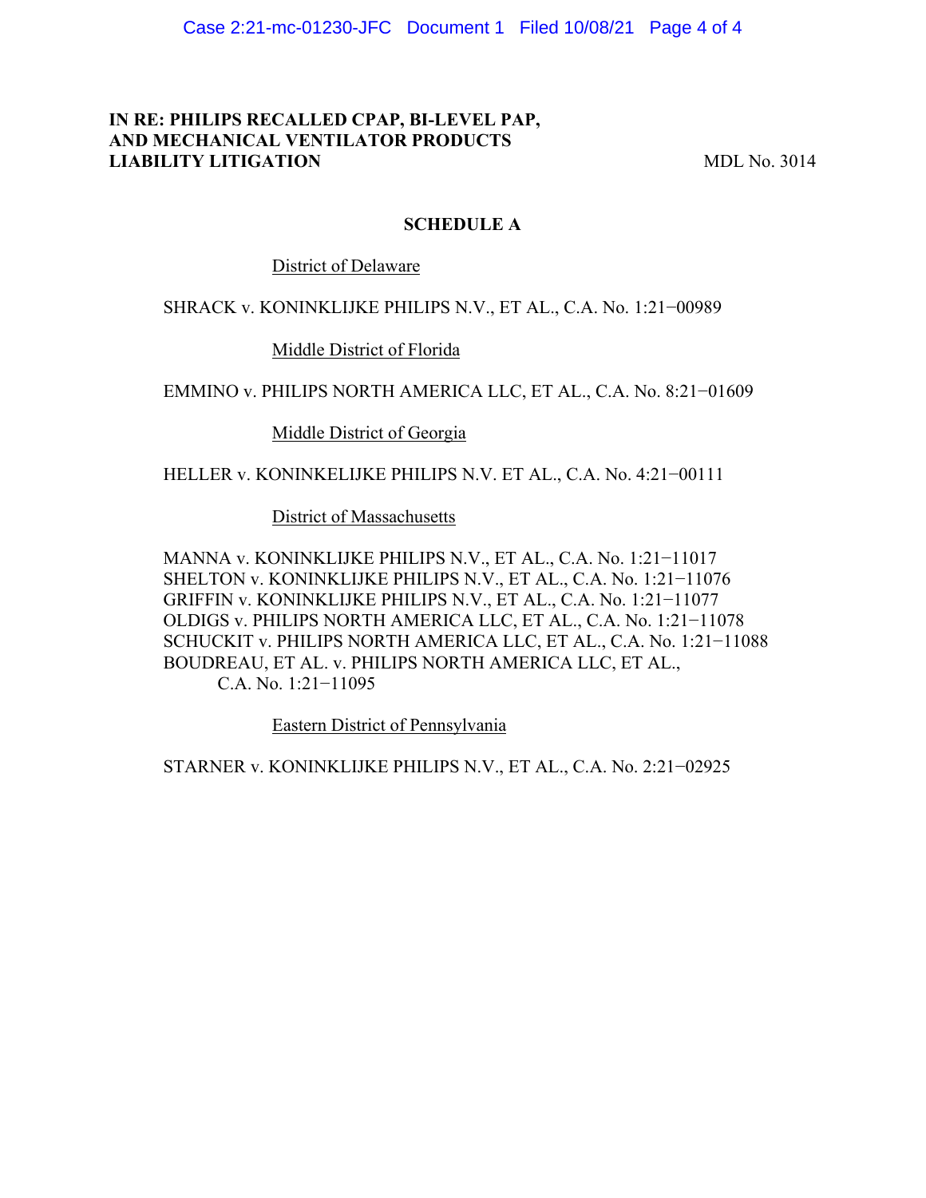**IN RE: PHILIPS RECALLED CPAP, BI-LEVEL PAP, AND MECHANICAL VENTILATOR PRODUCTS LIABILITY LITIGATION** MDL No. 3014

## SCHEDULE A

District of Delaware

SHRACK v. KONINKLIJKE PHILIPS N.V., ET AL., C.A. No. 1:21−00989

Middle District of Florida

EMMINO v. PHILIPS NORTH AMERICA LLC, ET AL., C.A. No. 8:21−01609

Middle District of Georgia

HELLER v. KONINKELIJKE PHILIPS N.V. ET AL., C.A. No. 4:21−00111

District of Massachusetts

MANNA v. KONINKLIJKE PHILIPS N.V., ET AL., C.A. No. 1:21−11017
SHELTON v. KONINKLIJKE PHILIPS N.V., ET AL., C.A. No. 1:21−11076
GRIFFIN v. KONINKLIJKE PHILIPS N.V., ET AL., C.A. No. 1:21−11077
OLDIGS v. PHILIPS NORTH AMERICA LLC, ET AL., C.A. No. 1:21−11078
SCHUCKIT v. PHILIPS NORTH AMERICA LLC, ET AL., C.A. No. 1:21−11088
BOUDREAU, ET AL. v. PHILIPS NORTH AMERICA LLC, ET AL., C.A. No. 1:21−11095

Eastern District of Pennsylvania

STARNER v. KONINKLIJKE PHILIPS N.V., ET AL., C.A. No. 2:21−02925